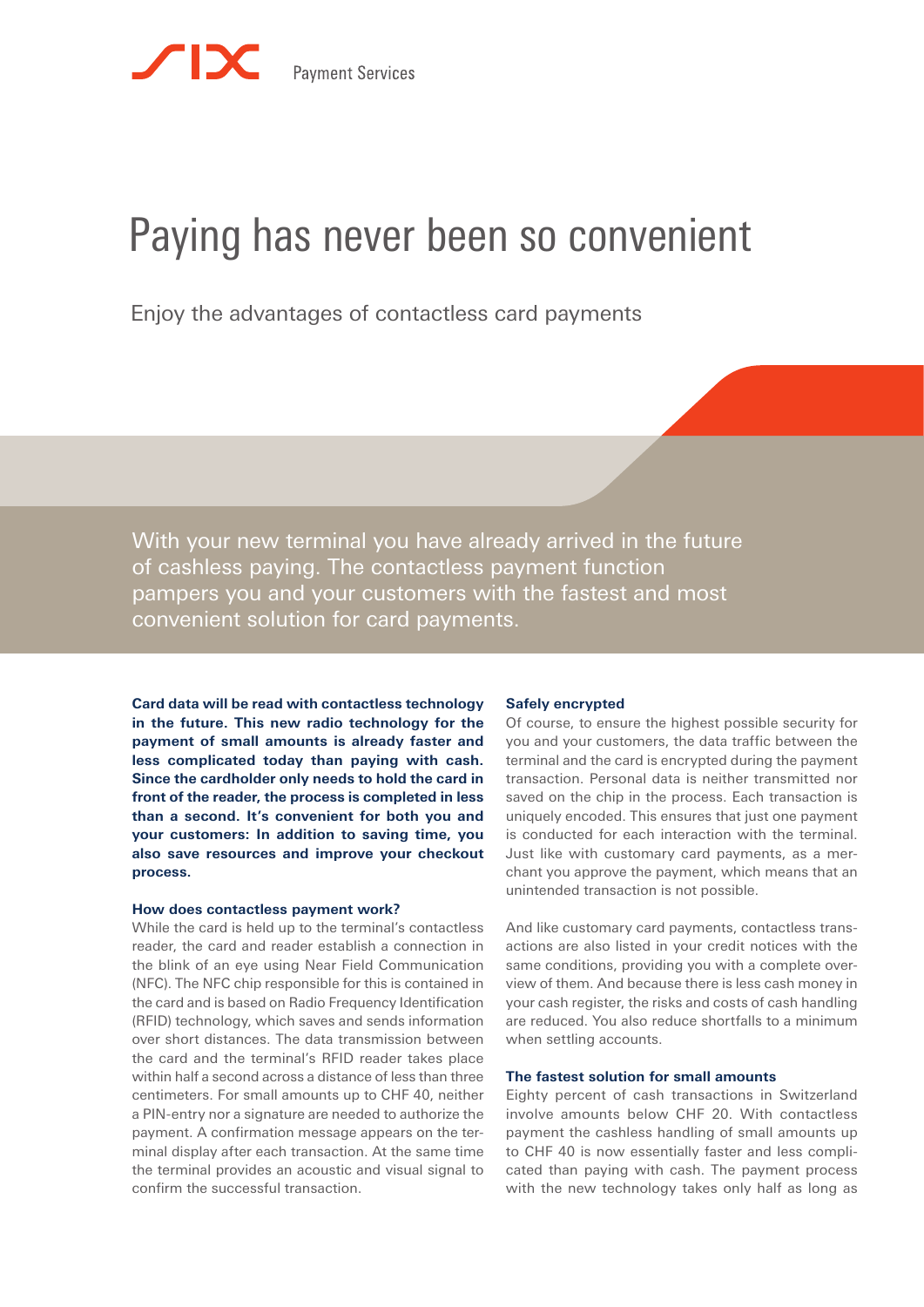SIX Payment Services

# Paying has never been so convenient

Enjoy the advantages of contactless card payments

With your new terminal you have already arrived in the future of cashless paying. The contactless payment function pampers you and your customers with the fastest and most convenient solution for card payments.

**Card data will be read with contactless technology in the future. This new radio technology for the payment of small amounts is already faster and less complicated today than paying with cash. Since the cardholder only needs to hold the card in front of the reader, the process is completed in less than a second. It's convenient for both you and your customers: In addition to saving time, you also save resources and improve your checkout process.**

### How does contactless payment work?

While the card is held up to the terminal's contactless reader, the card and reader establish a connection in the blink of an eye using Near Field Communication (NFC). The NFC chip responsible for this is contained in the card and is based on Radio Frequency Identification (RFID) technology, which saves and sends information over short distances. The data transmission between the card and the terminal's RFID reader takes place within half a second across a distance of less than three centimeters. For small amounts up to CHF 40, neither a PIN-entry nor a signature are needed to authorize the payment. A confirmation message appears on the terminal display after each transaction. At the same time the terminal provides an acoustic and visual signal to confirm the successful transaction.

### Safely encrypted

Of course, to ensure the highest possible security for you and your customers, the data traffic between the terminal and the card is encrypted during the payment transaction. Personal data is neither transmitted nor saved on the chip in the process. Each transaction is uniquely encoded. This ensures that just one payment is conducted for each interaction with the terminal. Just like with customary card payments, as a merchant you approve the payment, which means that an unintended transaction is not possible.

And like customary card payments, contactless transactions are also listed in your credit notices with the same conditions, providing you with a complete overview of them. And because there is less cash money in your cash register, the risks and costs of cash handling are reduced. You also reduce shortfalls to a minimum when settling accounts.

### The fastest solution for small amounts

Eighty percent of cash transactions in Switzerland involve amounts below CHF 20. With contactless payment the cashless handling of small amounts up to CHF 40 is now essentially faster and less complicated than paying with cash. The payment process with the new technology takes only half as long as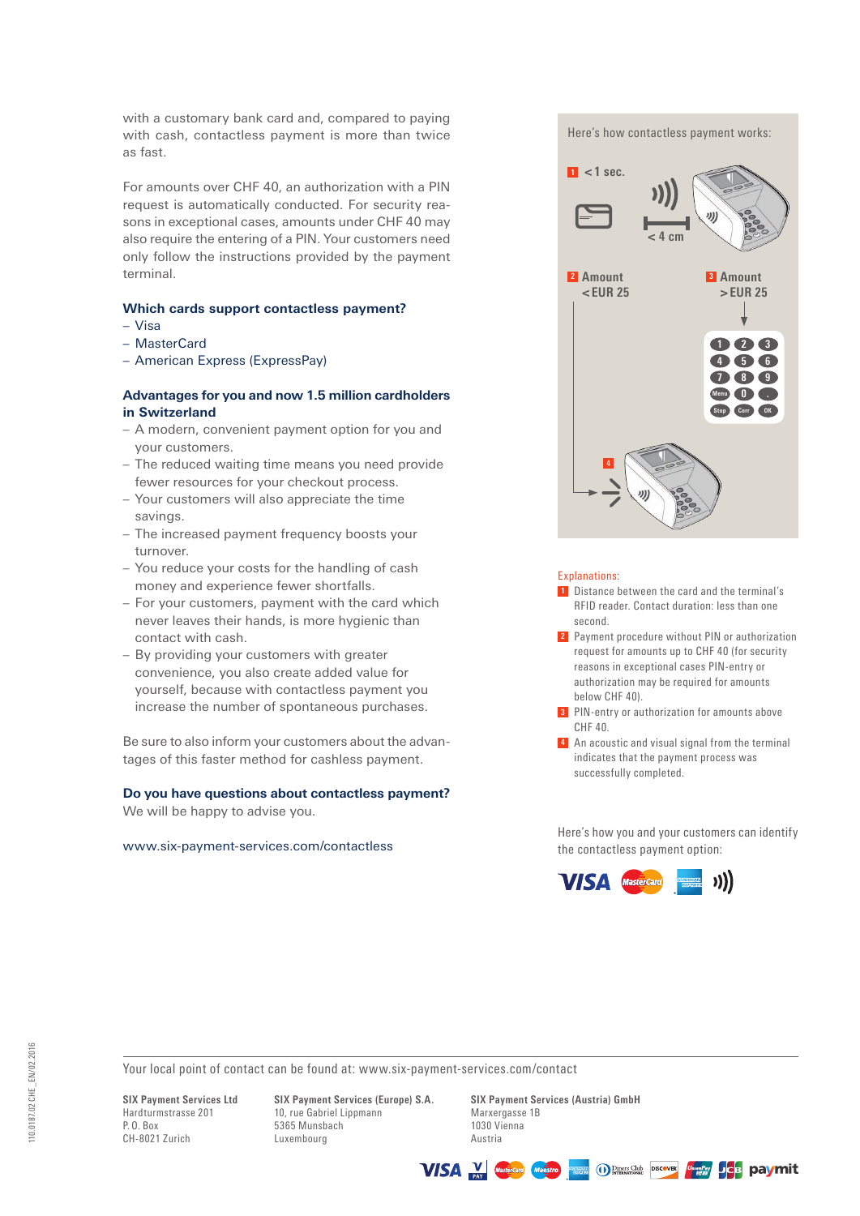with a customary bank card and, compared to paying with cash, contactless payment is more than twice as fast.

For amounts over CHF 40, an authorization with a PIN request is automatically conducted. For security reasons in exceptional cases, amounts under CHF 40 may also require the entering of a PIN. Your customers need only follow the instructions provided by the payment terminal.

### Which cards support contactless payment?

- Visa
- MasterCard
- American Express (ExpressPay)

### Advantages for you and now 1.5 million cardholders in Switzerland

- A modern, convenient payment option for you and your customers.
- The reduced waiting time means you need provide fewer resources for your checkout process.
- Your customers will also appreciate the time savings.
- The increased payment frequency boosts your turnover.
- You reduce your costs for the handling of cash money and experience fewer shortfalls.
- For your customers, payment with the card which never leaves their hands, is more hygienic than contact with cash.
- By providing your customers with greater convenience, you also create added value for yourself, because with contactless payment you increase the number of spontaneous purchases.

Be sure to also inform your customers about the advantages of this faster method for cashless payment.

### Do you have questions about contactless payment?

We will be happy to advise you.

www.six-payment-services.com/contactless

Here's how contactless payment works:

1 < 1 sec.

< 4 cm

2 Amount < EUR 25

3 Amount > EUR 25

1 2 3 4 5 6 7 8 9 Menu 0 . Stop Corr OK

4

Explanations:

1. Distance between the card and the terminal's RFID reader. Contact duration: less than one second.
2. Payment procedure without PIN or authorization request for amounts up to CHF 40 (for security reasons in exceptional cases PIN-entry or authorization may be required for amounts below CHF 40).
3. PIN-entry or authorization for amounts above CHF 40.
4. An acoustic and visual signal from the terminal indicates that the payment process was successfully completed.

Here's how you and your customers can identify the contactless payment option:

Your local point of contact can be found at: www.six-payment-services.com/contact

**SIX Payment Services Ltd**
Hardturmstrasse 201
P. O. Box
CH-8021 Zurich

**SIX Payment Services (Europe) S.A.**
10, rue Gabriel Lippmann
5365 Munsbach
Luxembourg

**SIX Payment Services (Austria) GmbH**
Marxergasse 1B
1030 Vienna
Austria

110.0187.02 CHE_EN/02.2016